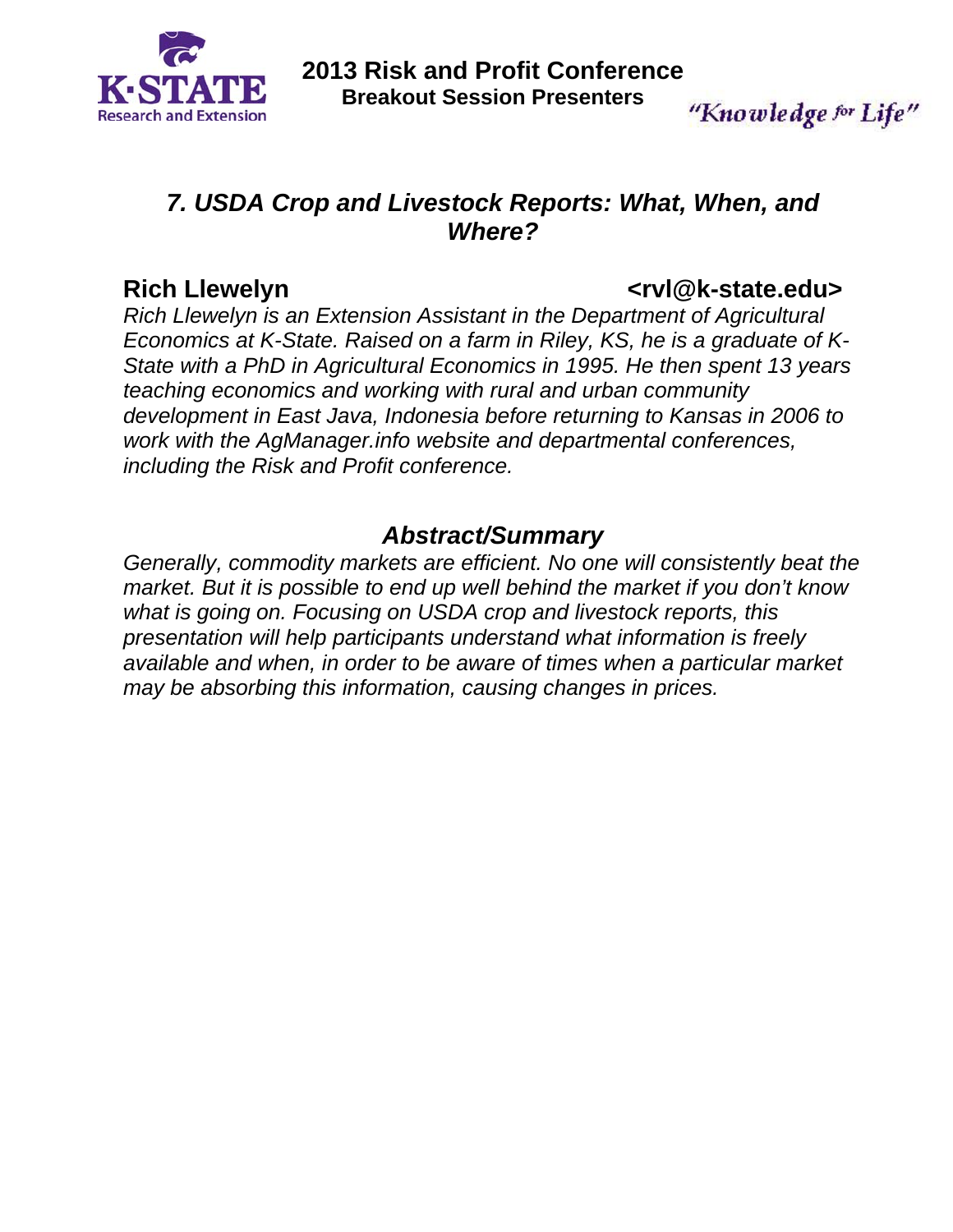K·STATE Research and Extension

# 2013 Risk and Profit Conference

**Breakout Session Presenters**

*"Knowledge for Life"*

## *7. USDA Crop and Livestock Reports: What, When, and Where?*

**Rich Llewelyn** **<rvl@k-state.edu>**

*Rich Llewelyn is an Extension Assistant in the Department of Agricultural Economics at K-State. Raised on a farm in Riley, KS, he is a graduate of K-State with a PhD in Agricultural Economics in 1995. He then spent 13 years teaching economics and working with rural and urban community development in East Java, Indonesia before returning to Kansas in 2006 to work with the AgManager.info website and departmental conferences, including the Risk and Profit conference.*

### *Abstract/Summary*

*Generally, commodity markets are efficient. No one will consistently beat the market. But it is possible to end up well behind the market if you don't know what is going on. Focusing on USDA crop and livestock reports, this presentation will help participants understand what information is freely available and when, in order to be aware of times when a particular market may be absorbing this information, causing changes in prices.*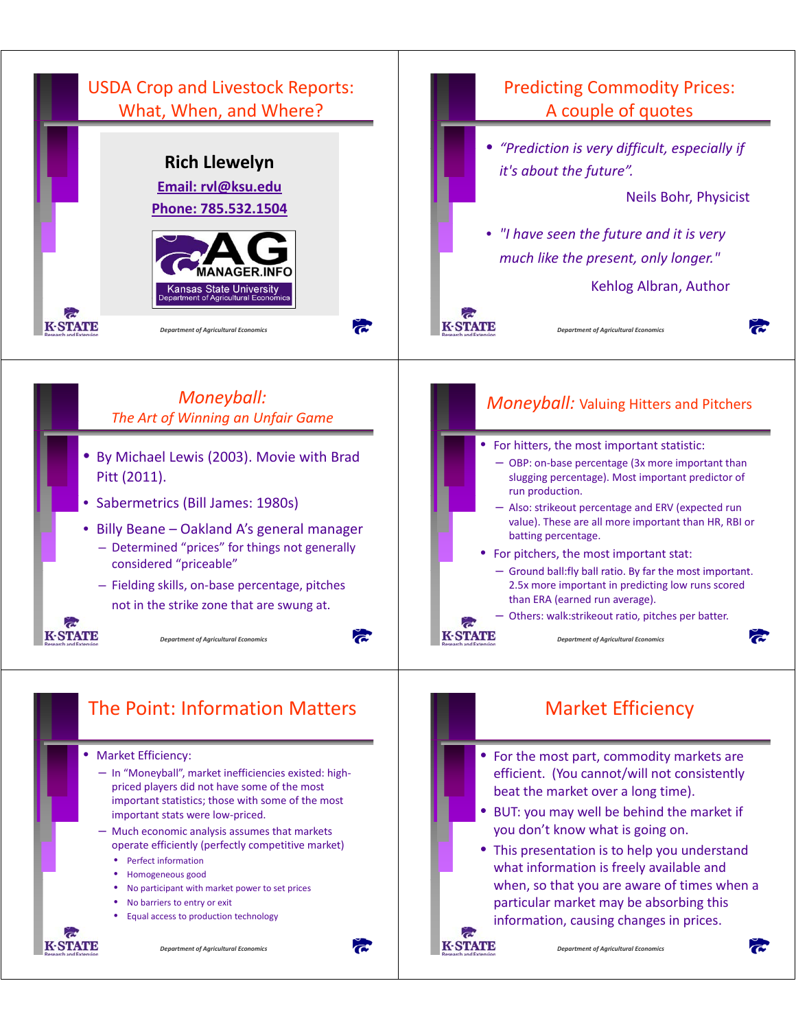## USDA Crop and Livestock Reports: What, When, and Where?

**Rich Llewelyn**

**Email: rvl@ksu.edu**

**Phone: 785.532.1504**

AG MANAGER.INFO
Kansas State University
Department of Agricultural Economics

Department of Agricultural Economics

## Predicting Commodity Prices: A couple of quotes

- *"Prediction is very difficult, especially if it's about the future".*

  Neils Bohr, Physicist

- *"I have seen the future and it is very much like the present, only longer."*

  Kehlog Albran, Author

Department of Agricultural Economics

## *Moneyball:* *The Art of Winning an Unfair Game*

- By Michael Lewis (2003). Movie with Brad Pitt (2011).
- Sabermetrics (Bill James: 1980s)
- Billy Beane – Oakland A's general manager
  - Determined "prices" for things not generally considered "priceable"
  - Fielding skills, on-base percentage, pitches not in the strike zone that are swung at.

Department of Agricultural Economics

## *Moneyball:* Valuing Hitters and Pitchers

- For hitters, the most important statistic:
  - OBP: on-base percentage (3x more important than slugging percentage). Most important predictor of run production.
  - Also: strikeout percentage and ERV (expected run value). These are all more important than HR, RBI or batting percentage.
- For pitchers, the most important stat:
  - Ground ball:fly ball ratio. By far the most important. 2.5x more important in predicting low runs scored than ERA (earned run average).
  - Others: walk:strikeout ratio, pitches per batter.

Department of Agricultural Economics

## The Point: Information Matters

- Market Efficiency:
  - In "Moneyball", market inefficiencies existed: high-priced players did not have some of the most important statistics; those with some of the most important stats were low-priced.
  - Much economic analysis assumes that markets operate efficiently (perfectly competitive market)
    - Perfect information
    - Homogeneous good
    - No participant with market power to set prices
    - No barriers to entry or exit
    - Equal access to production technology

Department of Agricultural Economics

## Market Efficiency

- For the most part, commodity markets are efficient. (You cannot/will not consistently beat the market over a long time).
- BUT: you may well be behind the market if you don't know what is going on.
- This presentation is to help you understand what information is freely available and when, so that you are aware of times when a particular market may be absorbing this information, causing changes in prices.

Department of Agricultural Economics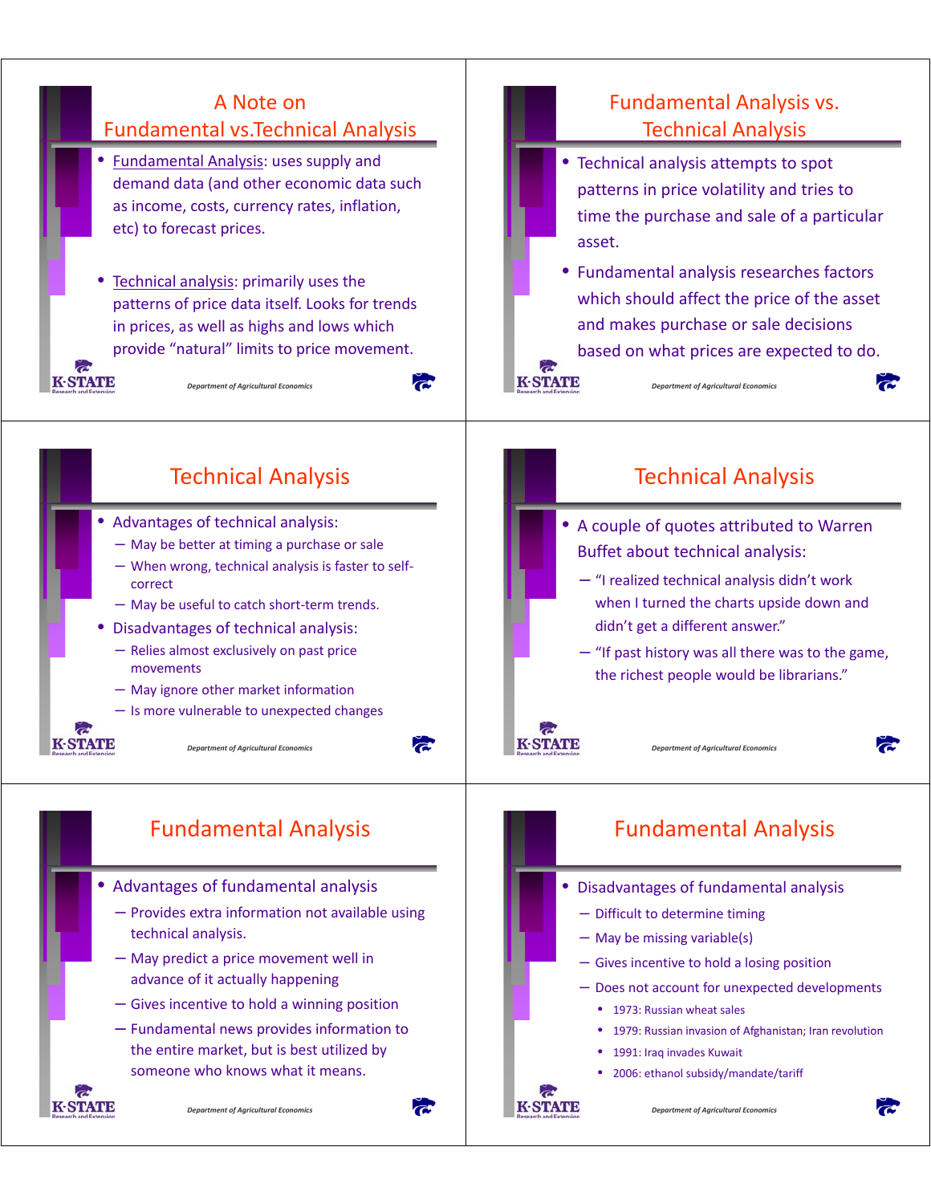## A Note on Fundamental vs.Technical Analysis

- Fundamental Analysis: uses supply and demand data (and other economic data such as income, costs, currency rates, inflation, etc) to forecast prices.
- Technical analysis: primarily uses the patterns of price data itself. Looks for trends in prices, as well as highs and lows which provide "natural" limits to price movement.

## Fundamental Analysis vs. Technical Analysis

- Technical analysis attempts to spot patterns in price volatility and tries to time the purchase and sale of a particular asset.
- Fundamental analysis researches factors which should affect the price of the asset and makes purchase or sale decisions based on what prices are expected to do.

## Technical Analysis

- Advantages of technical analysis:
  - May be better at timing a purchase or sale
  - When wrong, technical analysis is faster to self-correct
  - May be useful to catch short-term trends.
- Disadvantages of technical analysis:
  - Relies almost exclusively on past price movements
  - May ignore other market information
  - Is more vulnerable to unexpected changes

## Technical Analysis

- A couple of quotes attributed to Warren Buffet about technical analysis:
  - "I realized technical analysis didn't work when I turned the charts upside down and didn't get a different answer."
  - "If past history was all there was to the game, the richest people would be librarians."

## Fundamental Analysis

- Advantages of fundamental analysis
  - Provides extra information not available using technical analysis.
  - May predict a price movement well in advance of it actually happening
  - Gives incentive to hold a winning position
  - Fundamental news provides information to the entire market, but is best utilized by someone who knows what it means.

## Fundamental Analysis

- Disadvantages of fundamental analysis
  - Difficult to determine timing
  - May be missing variable(s)
  - Gives incentive to hold a losing position
  - Does not account for unexpected developments
    - 1973: Russian wheat sales
    - 1979: Russian invasion of Afghanistan; Iran revolution
    - 1991: Iraq invades Kuwait
    - 2006: ethanol subsidy/mandate/tariff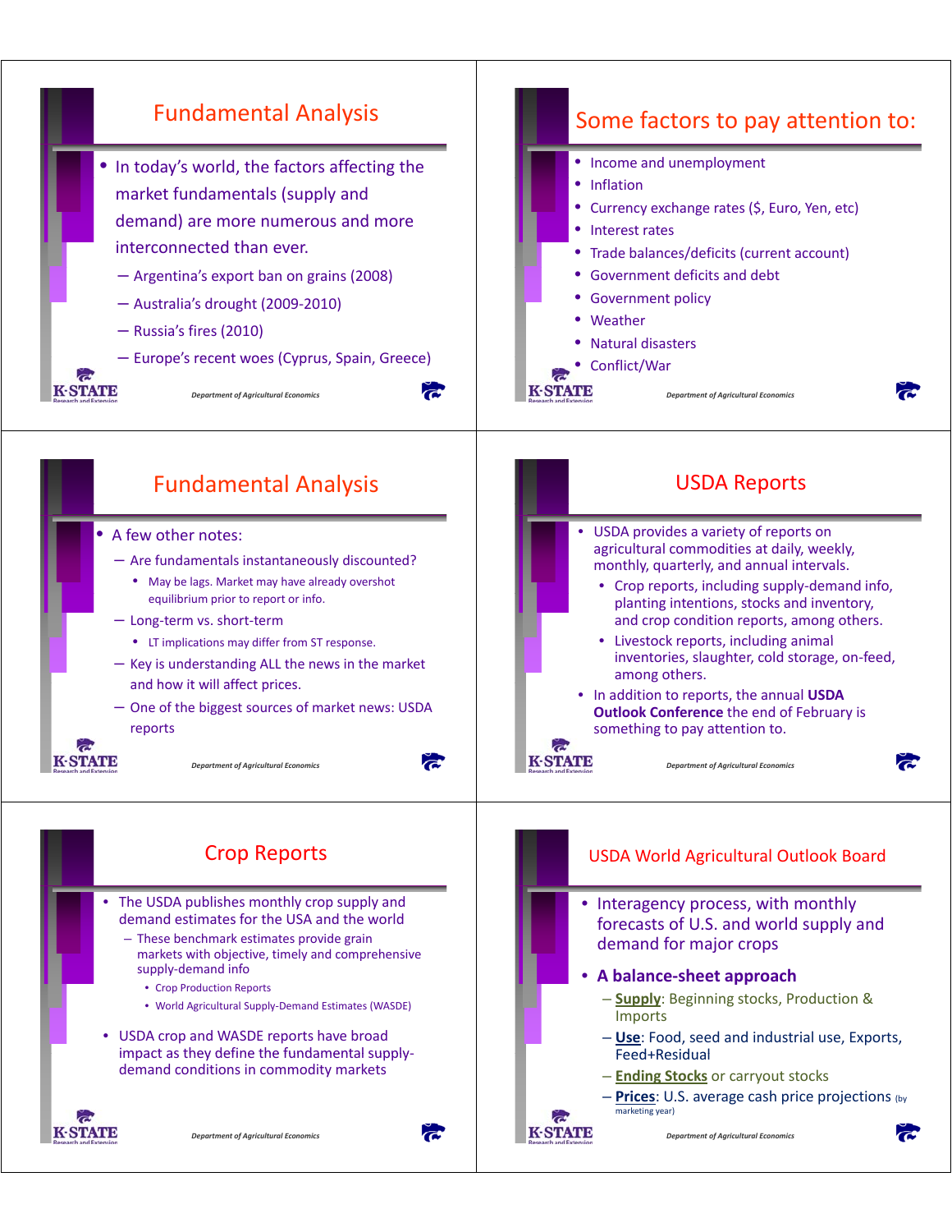## Fundamental Analysis

- In today's world, the factors affecting the market fundamentals (supply and demand) are more numerous and more interconnected than ever.
  - Argentina's export ban on grains (2008)
  - Australia's drought (2009-2010)
  - Russia's fires (2010)
  - Europe's recent woes (Cyprus, Spain, Greece)

Department of Agricultural Economics

## Some factors to pay attention to:

- Income and unemployment
- Inflation
- Currency exchange rates ($, Euro, Yen, etc)
- Interest rates
- Trade balances/deficits (current account)
- Government deficits and debt
- Government policy
- Weather
- Natural disasters
- Conflict/War

Department of Agricultural Economics

## Fundamental Analysis

- A few other notes:
  - Are fundamentals instantaneously discounted?
    - May be lags. Market may have already overshot equilibrium prior to report or info.
  - Long-term vs. short-term
    - LT implications may differ from ST response.
  - Key is understanding ALL the news in the market and how it will affect prices.
  - One of the biggest sources of market news: USDA reports

Department of Agricultural Economics

## USDA Reports

- USDA provides a variety of reports on agricultural commodities at daily, weekly, monthly, quarterly, and annual intervals.
  - Crop reports, including supply-demand info, planting intentions, stocks and inventory, and crop condition reports, among others.
  - Livestock reports, including animal inventories, slaughter, cold storage, on-feed, among others.
- In addition to reports, the annual **USDA Outlook Conference** the end of February is something to pay attention to.

Department of Agricultural Economics

## Crop Reports

- The USDA publishes monthly crop supply and demand estimates for the USA and the world
  - These benchmark estimates provide grain markets with objective, timely and comprehensive supply-demand info
    - Crop Production Reports
    - World Agricultural Supply-Demand Estimates (WASDE)
- USDA crop and WASDE reports have broad impact as they define the fundamental supply-demand conditions in commodity markets

Department of Agricultural Economics

## USDA World Agricultural Outlook Board

- Interagency process, with monthly forecasts of U.S. and world supply and demand for major crops
- **A balance-sheet approach**
  - **Supply**: Beginning stocks, Production & Imports
  - **Use**: Food, seed and industrial use, Exports, Feed+Residual
  - **Ending Stocks** or carryout stocks
  - **Prices**: U.S. average cash price projections (by marketing year)

Department of Agricultural Economics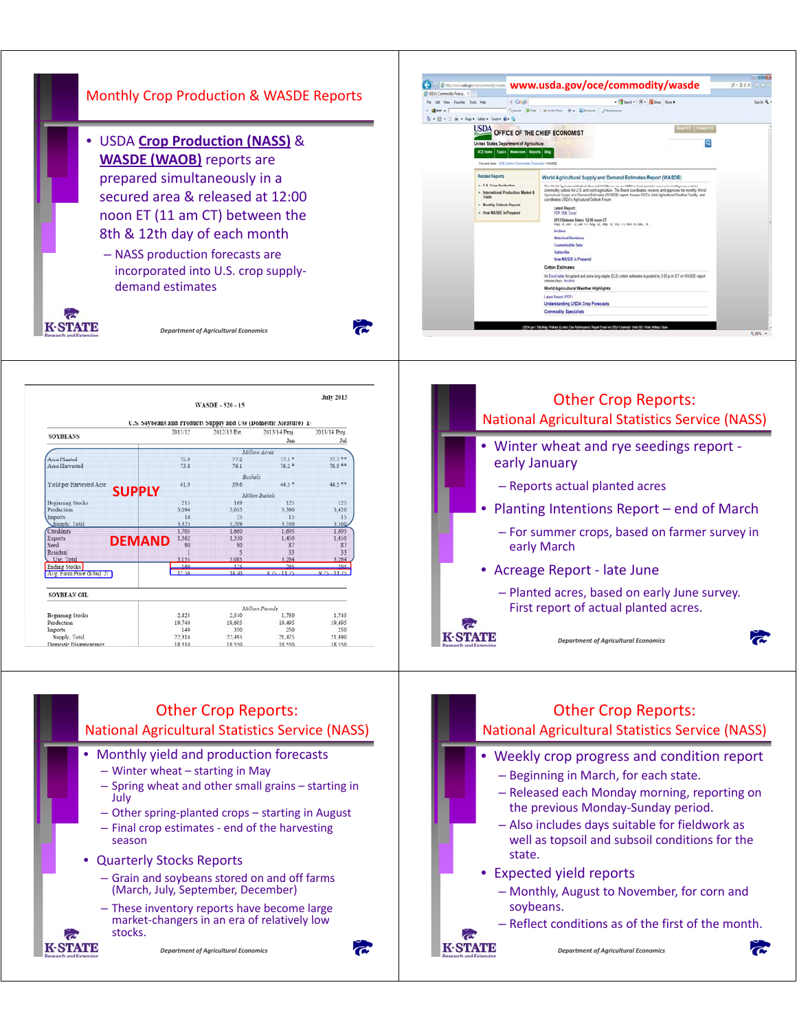## Monthly Crop Production & WASDE Reports

- USDA **Crop Production (NASS)** & **WASDE (WAOB)** reports are prepared simultaneously in a secured area & released at 12:00 noon ET (11 am CT) between the 8th & 12th day of each month
  - NASS production forecasts are incorporated into U.S. crop supply-demand estimates

Department of Agricultural Economics

---

www.usda.gov/oce/commodity/wasde

---

WASDE - 520 - 15 July 2013

U.S. Soybeans and Products Supply and Use (Domestic Measure) 1/

| SOYBEANS | 2011/12 | 2012/13 Est. | 2013/14 Proj. Jun | 2013/14 Proj. Jul |
|---|---|---|---|---|
| | | Million Acres | | |
| Area Planted | 75.0 | 77.2 | 77.1 * | 77.7 ** |
| Area Harvested | 73.8 | 76.1 | 76.2 * | 76.9 ** |
| | | Bushels | | |
| Yield per Harvested Acre | 41.9 | 39.6 | 44.5 * | 44.5 ** |
| | | Million Bushels | | |
| Beginning Stocks | 215 | 169 | 125 | 125 |
| Production | 3,094 | 3,015 | 3,390 | 3,420 |
| Imports | 16 | 25 | 15 | 15 |
| Supply, Total | 3,325 | 3,209 | 3,530 | 3,560 |
| Crushings | 1,703 | 1,660 | 1,695 | 1,695 |
| Exports | 1,362 | 1,330 | 1,450 | 1,450 |
| Seed | 90 | 90 | 87 | 87 |
| Residual | 1 | 5 | 33 | 33 |
| Use, Total | 3,155 | 3,085 | 3,264 | 3,264 |
| Ending Stocks | 169 | 125 | 265 | 295 |
| Avg. Farm Price ($/bu) 2/ | 12.50 | 14.40 | 9.75 - 11.75 | 9.75 - 11.75 |

SUPPLY

DEMAND

| SOYBEAN OIL | | | | |
|---|---|---|---|---|
| | | Million Pounds | | |
| Beginning Stocks | 2,425 | 2,540 | 1,730 | 1,745 |
| Production | 19,740 | 19,605 | 19,495 | 19,495 |
| Imports | 149 | 350 | 250 | 250 |
| Supply, Total | 22,314 | 22,495 | 21,475 | 21,490 |
| Domestic Disappearance | 18,310 | 18,550 | 18,550 | 18,550 |

---

## Other Crop Reports: National Agricultural Statistics Service (NASS)

- Winter wheat and rye seedings report - early January
  - Reports actual planted acres
- Planting Intentions Report – end of March
  - For summer crops, based on farmer survey in early March
- Acreage Report - late June
  - Planted acres, based on early June survey. First report of actual planted acres.

Department of Agricultural Economics

---

## Other Crop Reports: National Agricultural Statistics Service (NASS)

- Monthly yield and production forecasts
  - Winter wheat – starting in May
  - Spring wheat and other small grains – starting in July
  - Other spring-planted crops – starting in August
  - Final crop estimates - end of the harvesting season
- Quarterly Stocks Reports
  - Grain and soybeans stored on and off farms (March, July, September, December)
  - These inventory reports have become large market-changers in an era of relatively low stocks.

Department of Agricultural Economics

---

## Other Crop Reports: National Agricultural Statistics Service (NASS)

- Weekly crop progress and condition report
  - Beginning in March, for each state.
  - Released each Monday morning, reporting on the previous Monday-Sunday period.
  - Also includes days suitable for fieldwork as well as topsoil and subsoil conditions for the state.
- Expected yield reports
  - Monthly, August to November, for corn and soybeans.
  - Reflect conditions as of the first of the month.

Department of Agricultural Economics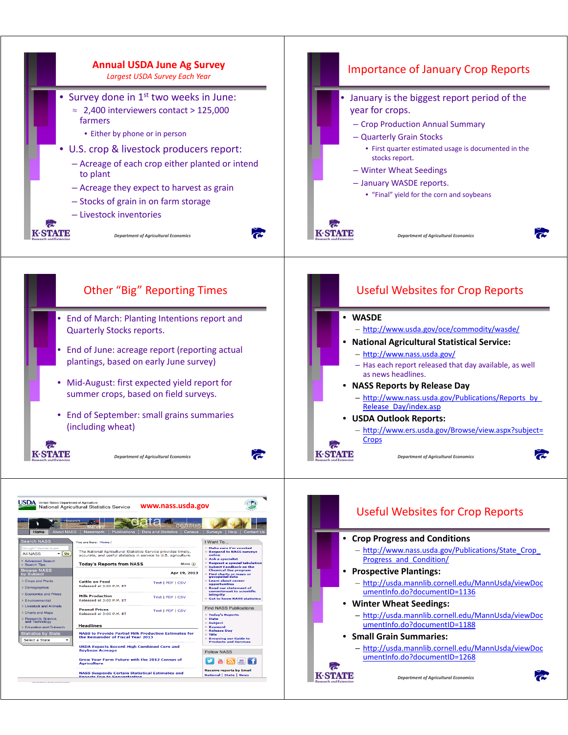## Annual USDA June Ag Survey

*Largest USDA Survey Each Year*

- Survey done in 1st two weeks in June:
  - ≈ 2,400 interviewers contact > 125,000 farmers
    - Either by phone or in person
- U.S. crop & livestock producers report:
  - Acreage of each crop either planted or intend to plant
  - Acreage they expect to harvest as grain
  - Stocks of grain in on farm storage
  - Livestock inventories

## Importance of January Crop Reports

- January is the biggest report period of the year for crops.
  - Crop Production Annual Summary
  - Quarterly Grain Stocks
    - First quarter estimated usage is documented in the stocks report.
  - Winter Wheat Seedings
  - January WASDE reports.
    - "Final" yield for the corn and soybeans

## Other "Big" Reporting Times

- End of March: Planting Intentions report and Quarterly Stocks reports.
- End of June: acreage report (reporting actual plantings, based on early June survey)
- Mid-August: first expected yield report for summer crops, based on field surveys.
- End of September: small grains summaries (including wheat)

## Useful Websites for Crop Reports

- **WASDE**
  - http://www.usda.gov/oce/commodity/wasde/
- **National Agricultural Statistical Service:**
  - http://www.nass.usda.gov/
  - Has each report released that day available, as well as news headlines.
- **NASS Reports by Release Day**
  - http://www.nass.usda.gov/Publications/Reports_by_Release_Day/index.asp
- **USDA Outlook Reports:**
  - http://www.ers.usda.gov/Browse/view.aspx?subject=Crops

**www.nass.usda.gov**

## Useful Websites for Crop Reports

- **Crop Progress and Conditions**
  - http://www.nass.usda.gov/Publications/State_Crop_Progress_and_Condition/
- **Prospective Plantings:**
  - http://usda.mannlib.cornell.edu/MannUsda/viewDocumentInfo.do?documentID=1136
- **Winter Wheat Seedings:**
  - http://usda.mannlib.cornell.edu/MannUsda/viewDocumentInfo.do?documentID=1188
- **Small Grain Summaries:**
  - http://usda.mannlib.cornell.edu/MannUsda/viewDocumentInfo.do?documentID=1268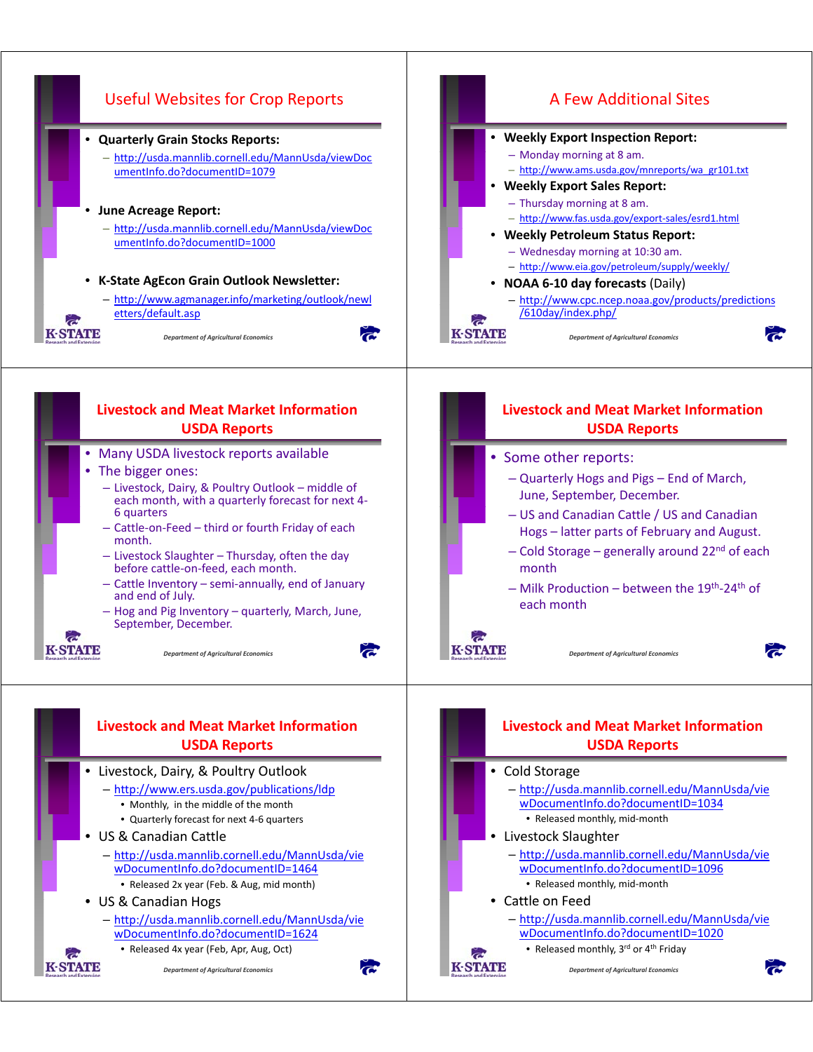## Useful Websites for Crop Reports

- **Quarterly Grain Stocks Reports:**
  - http://usda.mannlib.cornell.edu/MannUsda/viewDocumentInfo.do?documentID=1079
- **June Acreage Report:**
  - http://usda.mannlib.cornell.edu/MannUsda/viewDocumentInfo.do?documentID=1000
- **K-State AgEcon Grain Outlook Newsletter:**
  - http://www.agmanager.info/marketing/outlook/newletters/default.asp

*Department of Agricultural Economics*

## A Few Additional Sites

- **Weekly Export Inspection Report:**
  - Monday morning at 8 am.
  - http://www.ams.usda.gov/mnreports/wa_gr101.txt
- **Weekly Export Sales Report:**
  - Thursday morning at 8 am.
  - http://www.fas.usda.gov/export-sales/esrd1.html
- **Weekly Petroleum Status Report:**
  - Wednesday morning at 10:30 am.
  - http://www.eia.gov/petroleum/supply/weekly/
- **NOAA 6-10 day forecasts** (Daily)
  - http://www.cpc.ncep.noaa.gov/products/predictions/610day/index.php/

*Department of Agricultural Economics*

## Livestock and Meat Market Information USDA Reports

- Many USDA livestock reports available
- The bigger ones:
  - Livestock, Dairy, & Poultry Outlook – middle of each month, with a quarterly forecast for next 4-6 quarters
  - Cattle-on-Feed – third or fourth Friday of each month.
  - Livestock Slaughter – Thursday, often the day before cattle-on-feed, each month.
  - Cattle Inventory – semi-annually, end of January and end of July.
  - Hog and Pig Inventory – quarterly, March, June, September, December.

*Department of Agricultural Economics*

## Livestock and Meat Market Information USDA Reports

- Some other reports:
  - Quarterly Hogs and Pigs – End of March, June, September, December.
  - US and Canadian Cattle / US and Canadian Hogs – latter parts of February and August.
  - Cold Storage – generally around 22nd of each month
  - Milk Production – between the 19th-24th of each month

*Department of Agricultural Economics*

## Livestock and Meat Market Information USDA Reports

- Livestock, Dairy, & Poultry Outlook
  - http://www.ers.usda.gov/publications/ldp
    - Monthly, in the middle of the month
    - Quarterly forecast for next 4-6 quarters
- US & Canadian Cattle
  - http://usda.mannlib.cornell.edu/MannUsda/viewDocumentInfo.do?documentID=1464
    - Released 2x year (Feb. & Aug, mid month)
- US & Canadian Hogs
  - http://usda.mannlib.cornell.edu/MannUsda/viewDocumentInfo.do?documentID=1624
    - Released 4x year (Feb, Apr, Aug, Oct)

*Department of Agricultural Economics*

## Livestock and Meat Market Information USDA Reports

- Cold Storage
  - http://usda.mannlib.cornell.edu/MannUsda/viewDocumentInfo.do?documentID=1034
    - Released monthly, mid-month
- Livestock Slaughter
  - http://usda.mannlib.cornell.edu/MannUsda/viewDocumentInfo.do?documentID=1096
    - Released monthly, mid-month
- Cattle on Feed
  - http://usda.mannlib.cornell.edu/MannUsda/viewDocumentInfo.do?documentID=1020
    - Released monthly, 3rd or 4th Friday

*Department of Agricultural Economics*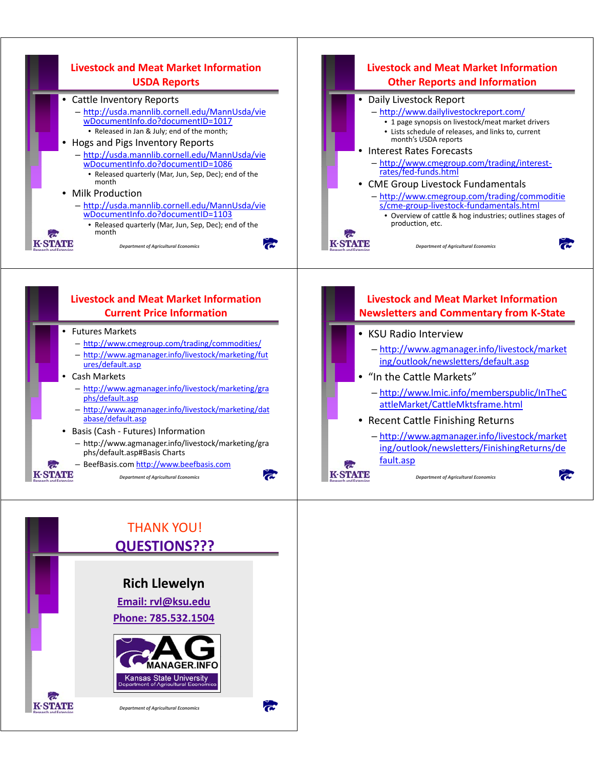## Livestock and Meat Market Information
## USDA Reports

- Cattle Inventory Reports
  - http://usda.mannlib.cornell.edu/MannUsda/viewDocumentInfo.do?documentID=1017
    - Released in Jan & July; end of the month;
- Hogs and Pigs Inventory Reports
  - http://usda.mannlib.cornell.edu/MannUsda/viewDocumentInfo.do?documentID=1086
    - Released quarterly (Mar, Jun, Sep, Dec); end of the month
- Milk Production
  - http://usda.mannlib.cornell.edu/MannUsda/viewDocumentInfo.do?documentID=1103
    - Released quarterly (Mar, Jun, Sep, Dec); end of the month

K-STATE Research and Extension

*Department of Agricultural Economics*

## Livestock and Meat Market Information
## Other Reports and Information

- Daily Livestock Report
  - http://www.dailylivestockreport.com/
    - 1 page synopsis on livestock/meat market drivers
    - Lists schedule of releases, and links to, current month's USDA reports
- Interest Rates Forecasts
  - http://www.cmegroup.com/trading/interest-rates/fed-funds.html
- CME Group Livestock Fundamentals
  - http://www.cmegroup.com/trading/commodities/cme-group-livestock-fundamentals.html
    - Overview of cattle & hog industries; outlines stages of production, etc.

K-STATE Research and Extension

*Department of Agricultural Economics*

## Livestock and Meat Market Information
## Current Price Information

- Futures Markets
  - http://www.cmegroup.com/trading/commodities/
  - http://www.agmanager.info/livestock/marketing/futures/default.asp
- Cash Markets
  - http://www.agmanager.info/livestock/marketing/graphs/default.asp
  - http://www.agmanager.info/livestock/marketing/database/default.asp
- Basis (Cash - Futures) Information
  - http://www.agmanager.info/livestock/marketing/graphs/default.asp#Basis Charts
  - BeefBasis.com http://www.beefbasis.com

K-STATE Research and Extension

*Department of Agricultural Economics*

## Livestock and Meat Market Information
## Newsletters and Commentary from K-State

- KSU Radio Interview
  - http://www.agmanager.info/livestock/marketing/outlook/newsletters/default.asp
- "In the Cattle Markets"
  - http://www.lmic.info/memberspublic/InTheCattleMarket/CattleMktsframe.html
- Recent Cattle Finishing Returns
  - http://www.agmanager.info/livestock/marketing/outlook/newsletters/FinishingReturns/default.asp

K-STATE Research and Extension

*Department of Agricultural Economics*

## THANK YOU!
## QUESTIONS???

**Rich Llewelyn**

**Email: rvl@ksu.edu**

**Phone: 785.532.1504**

AG MANAGER.INFO
Kansas State University
Department of Agricultural Economics

K-STATE Research and Extension

*Department of Agricultural Economics*